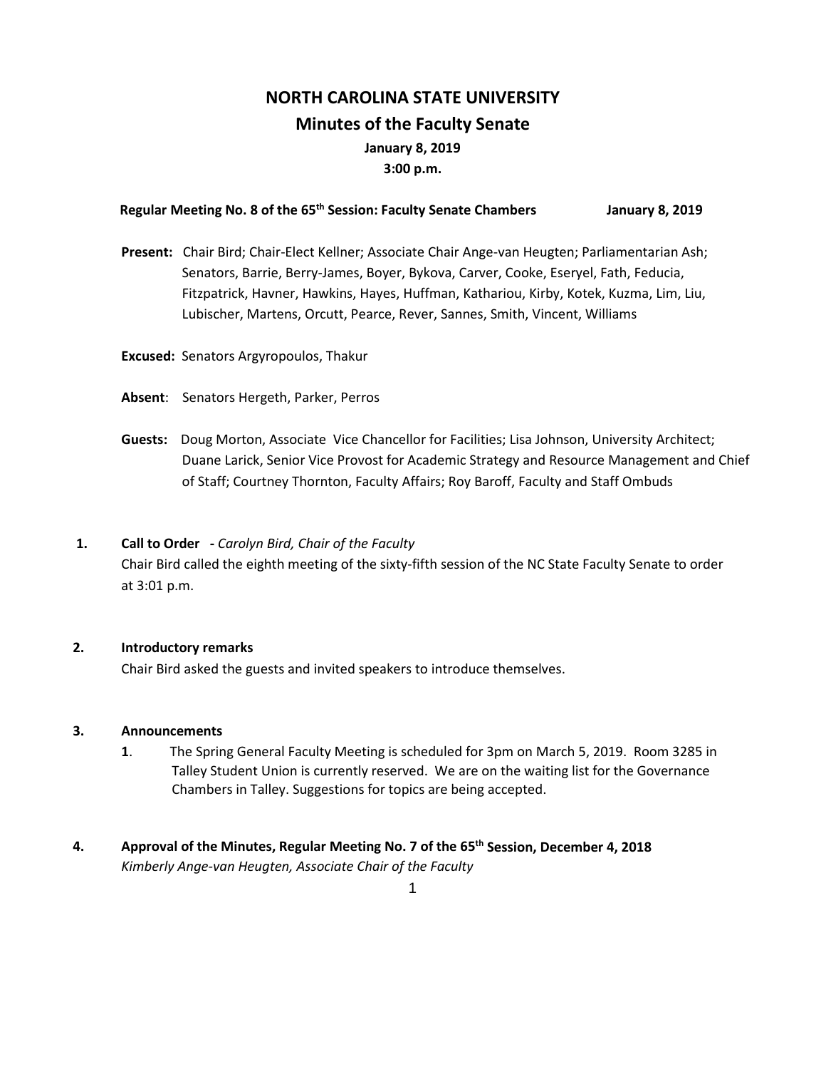# NORTH CAROLINA STATE UNIVERSITY

## Minutes of the Faculty Senate

**January 8, 2019**

**3:00 p.m.**

**Regular Meeting No. 8 of the 65th Session: Faculty Senate Chambers January 8, 2019**

**Present:** Chair Bird; Chair-Elect Kellner; Associate Chair Ange-van Heugten; Parliamentarian Ash; Senators, Barrie, Berry-James, Boyer, Bykova, Carver, Cooke, Eseryel, Fath, Feducia, Fitzpatrick, Havner, Hawkins, Hayes, Huffman, Kathariou, Kirby, Kotek, Kuzma, Lim, Liu, Lubischer, Martens, Orcutt, Pearce, Rever, Sannes, Smith, Vincent, Williams

**Excused:** Senators Argyropoulos, Thakur

**Absent**: Senators Hergeth, Parker, Perros

**Guests:** Doug Morton, Associate Vice Chancellor for Facilities; Lisa Johnson, University Architect; Duane Larick, Senior Vice Provost for Academic Strategy and Resource Management and Chief of Staff; Courtney Thornton, Faculty Affairs; Roy Baroff, Faculty and Staff Ombuds

**1. Call to Order** - *Carolyn Bird, Chair of the Faculty*

Chair Bird called the eighth meeting of the sixty-fifth session of the NC State Faculty Senate to order at 3:01 p.m.

**2. Introductory remarks**

Chair Bird asked the guests and invited speakers to introduce themselves.

**3. Announcements**

**1**. The Spring General Faculty Meeting is scheduled for 3pm on March 5, 2019. Room 3285 in Talley Student Union is currently reserved. We are on the waiting list for the Governance Chambers in Talley. Suggestions for topics are being accepted.

**4. Approval of the Minutes, Regular Meeting No. 7 of the 65th Session, December 4, 2018**

*Kimberly Ange-van Heugten, Associate Chair of the Faculty*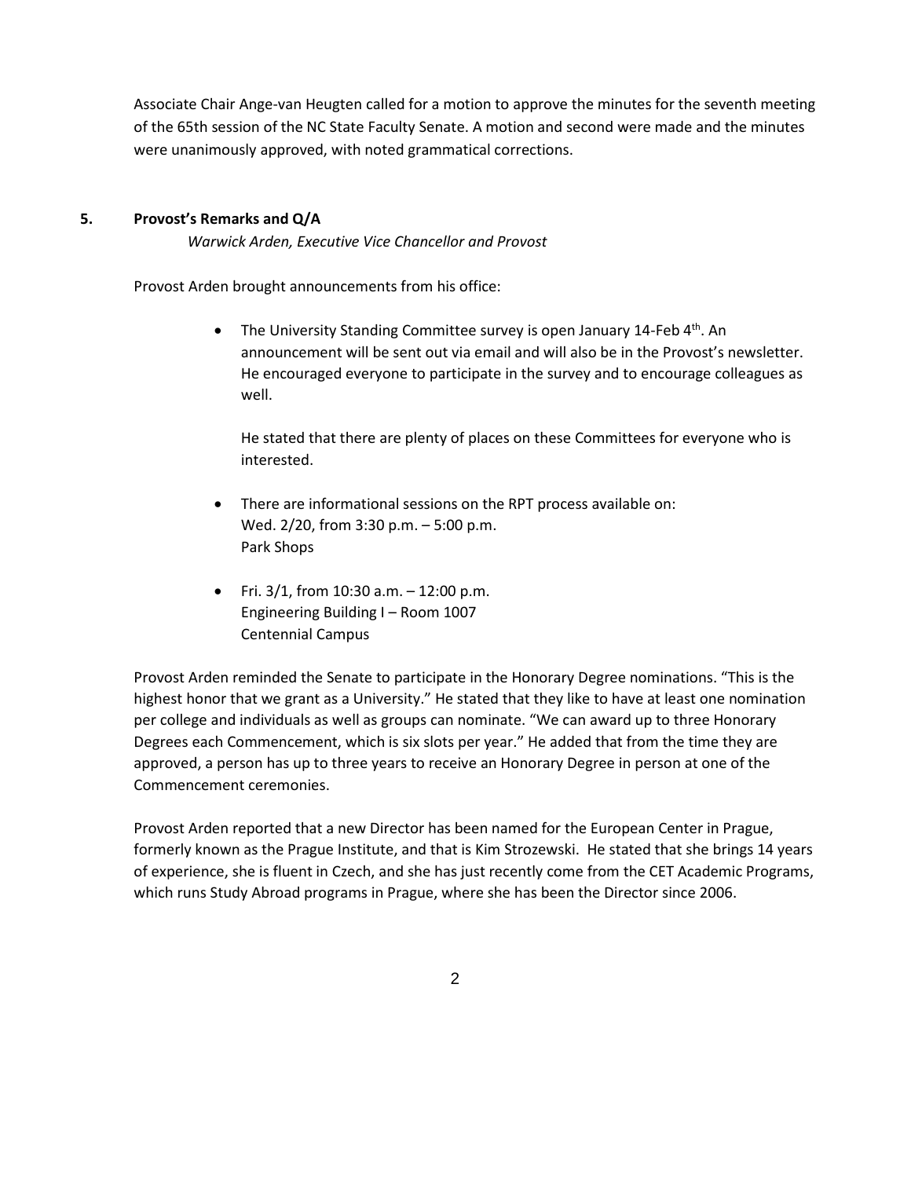Associate Chair Ange-van Heugten called for a motion to approve the minutes for the seventh meeting of the 65th session of the NC State Faculty Senate. A motion and second were made and the minutes were unanimously approved, with noted grammatical corrections.

## 5. Provost's Remarks and Q/A

*Warwick Arden, Executive Vice Chancellor and Provost*

Provost Arden brought announcements from his office:

- The University Standing Committee survey is open January 14-Feb 4th. An announcement will be sent out via email and will also be in the Provost's newsletter. He encouraged everyone to participate in the survey and to encourage colleagues as well.

  He stated that there are plenty of places on these Committees for everyone who is interested.

- There are informational sessions on the RPT process available on:
  Wed. 2/20, from 3:30 p.m. – 5:00 p.m.
  Park Shops

- Fri. 3/1, from 10:30 a.m. – 12:00 p.m.
  Engineering Building I – Room 1007
  Centennial Campus

Provost Arden reminded the Senate to participate in the Honorary Degree nominations. "This is the highest honor that we grant as a University." He stated that they like to have at least one nomination per college and individuals as well as groups can nominate. "We can award up to three Honorary Degrees each Commencement, which is six slots per year." He added that from the time they are approved, a person has up to three years to receive an Honorary Degree in person at one of the Commencement ceremonies.

Provost Arden reported that a new Director has been named for the European Center in Prague, formerly known as the Prague Institute, and that is Kim Strozewski. He stated that she brings 14 years of experience, she is fluent in Czech, and she has just recently come from the CET Academic Programs, which runs Study Abroad programs in Prague, where she has been the Director since 2006.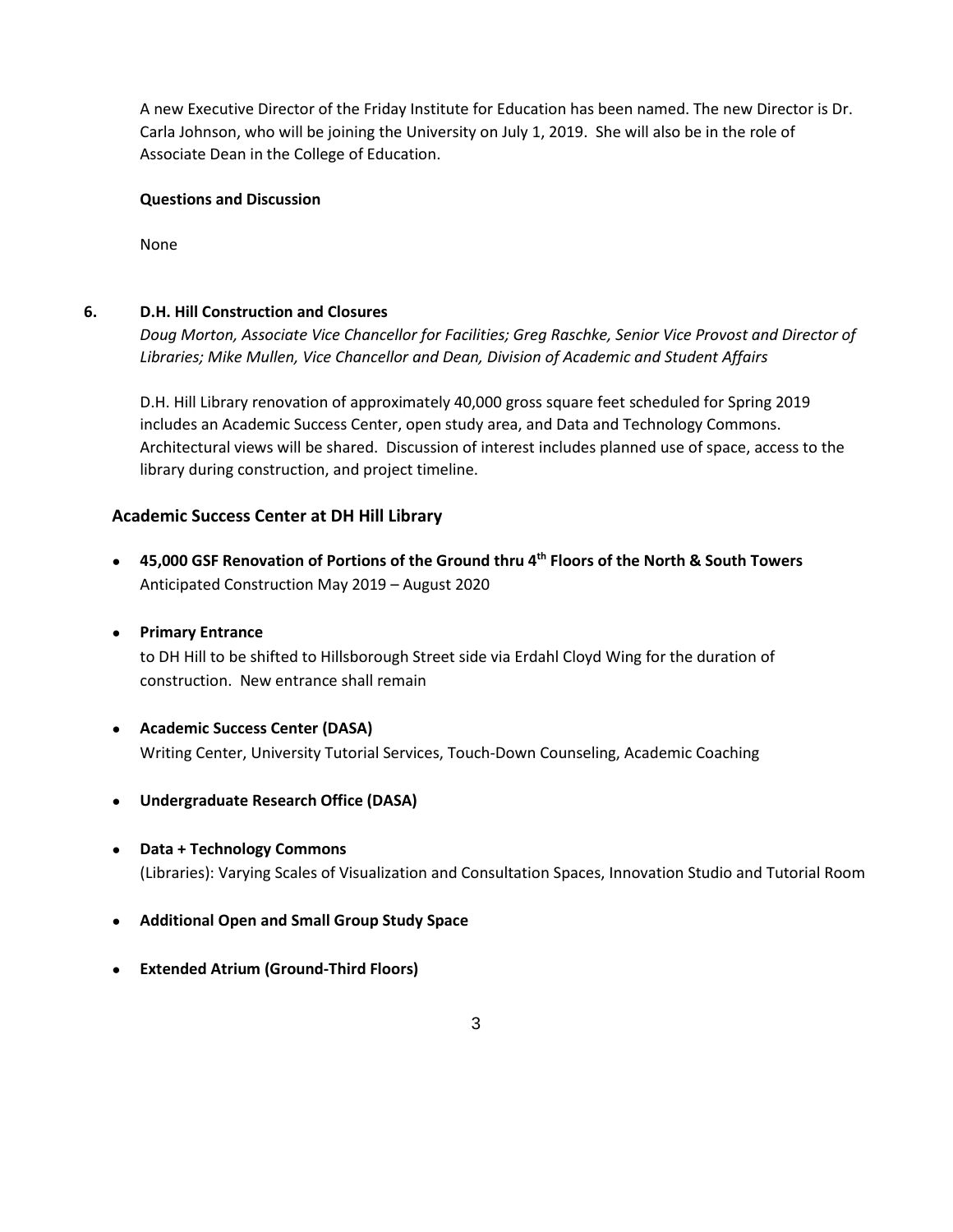A new Executive Director of the Friday Institute for Education has been named. The new Director is Dr. Carla Johnson, who will be joining the University on July 1, 2019. She will also be in the role of Associate Dean in the College of Education.

**Questions and Discussion**

None

## 6. D.H. Hill Construction and Closures

*Doug Morton, Associate Vice Chancellor for Facilities; Greg Raschke, Senior Vice Provost and Director of Libraries; Mike Mullen, Vice Chancellor and Dean, Division of Academic and Student Affairs*

D.H. Hill Library renovation of approximately 40,000 gross square feet scheduled for Spring 2019 includes an Academic Success Center, open study area, and Data and Technology Commons. Architectural views will be shared. Discussion of interest includes planned use of space, access to the library during construction, and project timeline.

### Academic Success Center at DH Hill Library

- **45,000 GSF Renovation of Portions of the Ground thru 4th Floors of the North & South Towers**
  Anticipated Construction May 2019 – August 2020

- **Primary Entrance**
  to DH Hill to be shifted to Hillsborough Street side via Erdahl Cloyd Wing for the duration of construction. New entrance shall remain

- **Academic Success Center (DASA)**
  Writing Center, University Tutorial Services, Touch-Down Counseling, Academic Coaching

- **Undergraduate Research Office (DASA)**

- **Data + Technology Commons**
  (Libraries): Varying Scales of Visualization and Consultation Spaces, Innovation Studio and Tutorial Room

- **Additional Open and Small Group Study Space**

- **Extended Atrium (Ground-Third Floors)**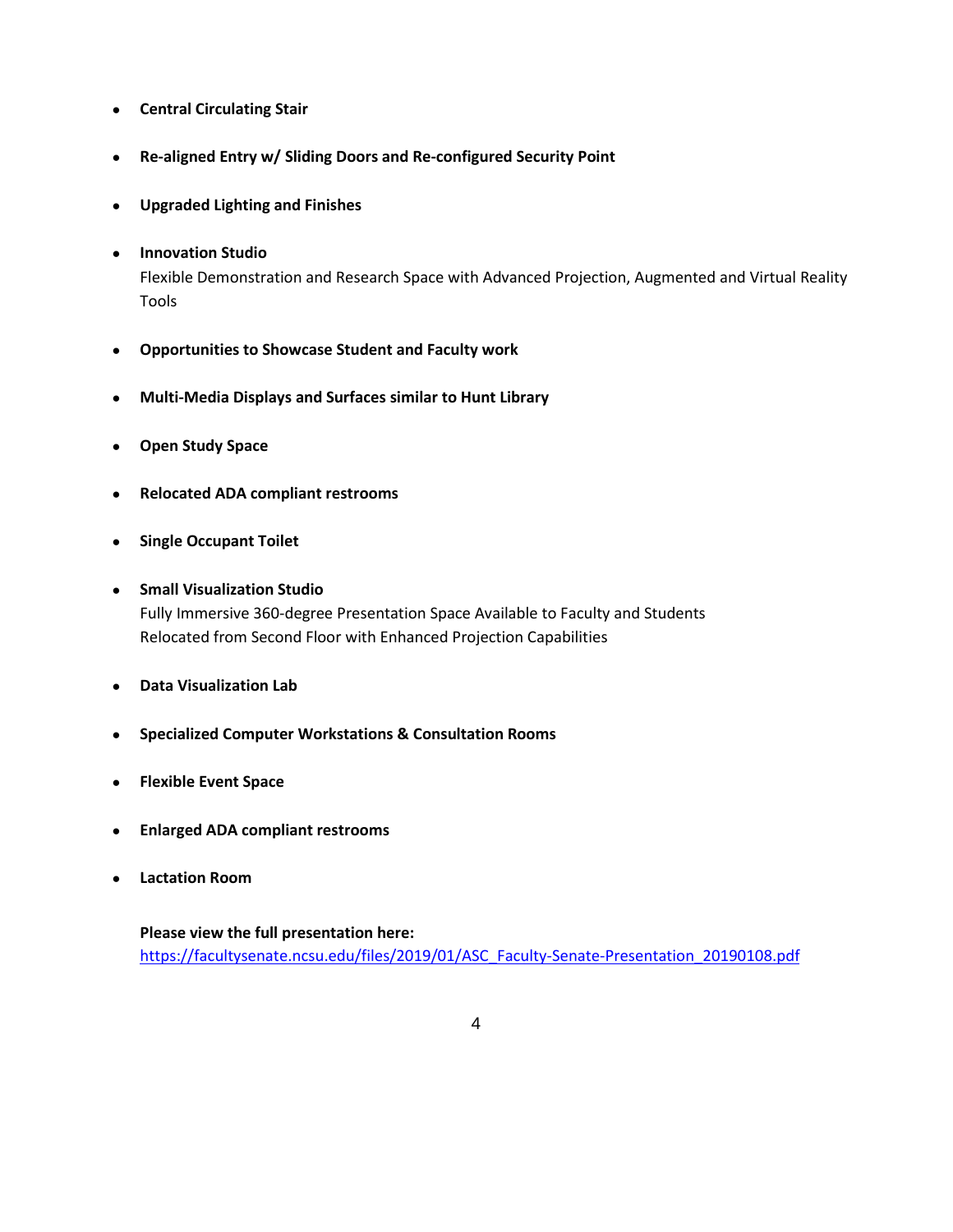- **Central Circulating Stair**

- **Re-aligned Entry w/ Sliding Doors and Re-configured Security Point**

- **Upgraded Lighting and Finishes**

- **Innovation Studio**
  Flexible Demonstration and Research Space with Advanced Projection, Augmented and Virtual Reality Tools

- **Opportunities to Showcase Student and Faculty work**

- **Multi-Media Displays and Surfaces similar to Hunt Library**

- **Open Study Space**

- **Relocated ADA compliant restrooms**

- **Single Occupant Toilet**

- **Small Visualization Studio**
  Fully Immersive 360-degree Presentation Space Available to Faculty and Students
  Relocated from Second Floor with Enhanced Projection Capabilities

- **Data Visualization Lab**

- **Specialized Computer Workstations & Consultation Rooms**

- **Flexible Event Space**

- **Enlarged ADA compliant restrooms**

- **Lactation Room**

**Please view the full presentation here:**
[https://facultysenate.ncsu.edu/files/2019/01/ASC_Faculty-Senate-Presentation_20190108.pdf](https://facultysenate.ncsu.edu/files/2019/01/ASC_Faculty-Senate-Presentation_20190108.pdf)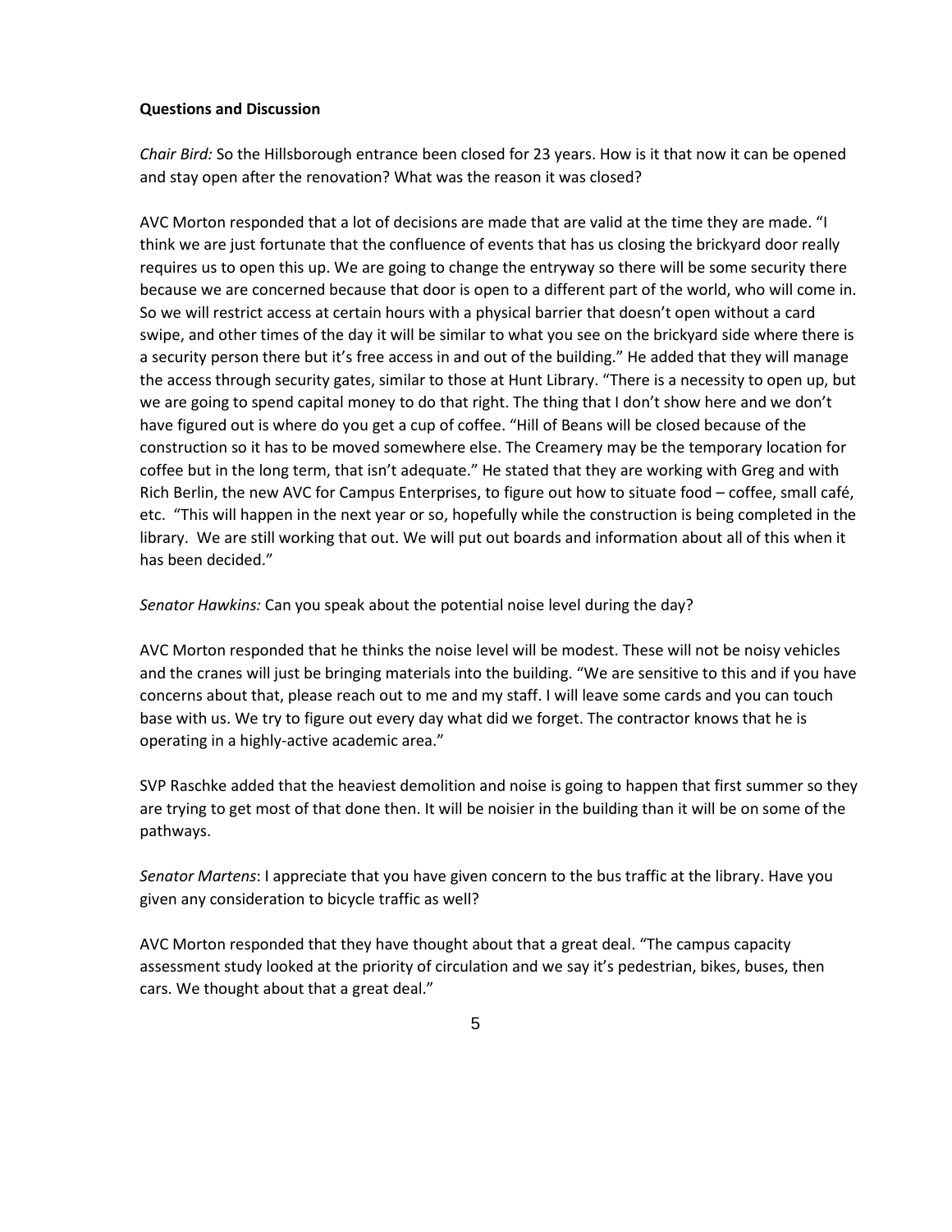**Questions and Discussion**

*Chair Bird:* So the Hillsborough entrance been closed for 23 years. How is it that now it can be opened and stay open after the renovation? What was the reason it was closed?

AVC Morton responded that a lot of decisions are made that are valid at the time they are made. "I think we are just fortunate that the confluence of events that has us closing the brickyard door really requires us to open this up. We are going to change the entryway so there will be some security there because we are concerned because that door is open to a different part of the world, who will come in. So we will restrict access at certain hours with a physical barrier that doesn't open without a card swipe, and other times of the day it will be similar to what you see on the brickyard side where there is a security person there but it's free access in and out of the building." He added that they will manage the access through security gates, similar to those at Hunt Library. "There is a necessity to open up, but we are going to spend capital money to do that right. The thing that I don't show here and we don't have figured out is where do you get a cup of coffee. "Hill of Beans will be closed because of the construction so it has to be moved somewhere else. The Creamery may be the temporary location for coffee but in the long term, that isn't adequate." He stated that they are working with Greg and with Rich Berlin, the new AVC for Campus Enterprises, to figure out how to situate food – coffee, small café, etc. "This will happen in the next year or so, hopefully while the construction is being completed in the library. We are still working that out. We will put out boards and information about all of this when it has been decided."

*Senator Hawkins:* Can you speak about the potential noise level during the day?

AVC Morton responded that he thinks the noise level will be modest. These will not be noisy vehicles and the cranes will just be bringing materials into the building. "We are sensitive to this and if you have concerns about that, please reach out to me and my staff. I will leave some cards and you can touch base with us. We try to figure out every day what did we forget. The contractor knows that he is operating in a highly-active academic area."

SVP Raschke added that the heaviest demolition and noise is going to happen that first summer so they are trying to get most of that done then. It will be noisier in the building than it will be on some of the pathways.

*Senator Martens*: I appreciate that you have given concern to the bus traffic at the library. Have you given any consideration to bicycle traffic as well?

AVC Morton responded that they have thought about that a great deal. "The campus capacity assessment study looked at the priority of circulation and we say it's pedestrian, bikes, buses, then cars. We thought about that a great deal."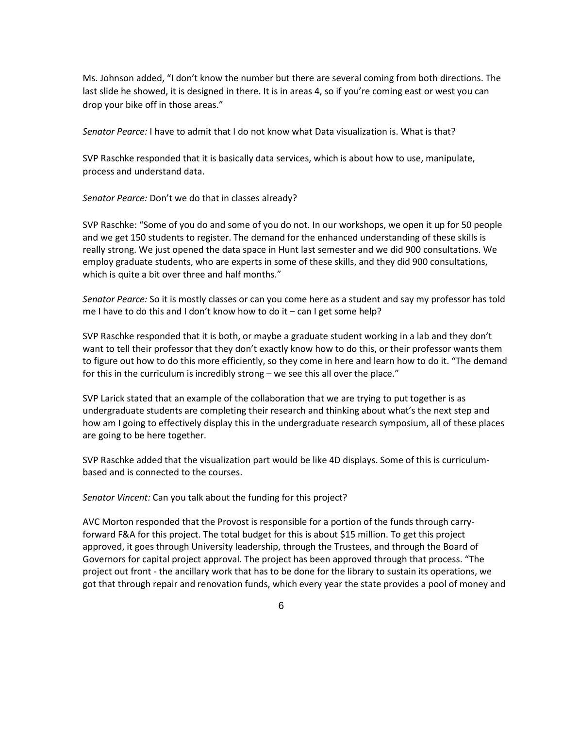Ms. Johnson added, "I don't know the number but there are several coming from both directions. The last slide he showed, it is designed in there. It is in areas 4, so if you're coming east or west you can drop your bike off in those areas."

*Senator Pearce:* I have to admit that I do not know what Data visualization is. What is that?

SVP Raschke responded that it is basically data services, which is about how to use, manipulate, process and understand data.

*Senator Pearce:* Don't we do that in classes already?

SVP Raschke: "Some of you do and some of you do not. In our workshops, we open it up for 50 people and we get 150 students to register. The demand for the enhanced understanding of these skills is really strong. We just opened the data space in Hunt last semester and we did 900 consultations. We employ graduate students, who are experts in some of these skills, and they did 900 consultations, which is quite a bit over three and half months."

*Senator Pearce:* So it is mostly classes or can you come here as a student and say my professor has told me I have to do this and I don't know how to do it – can I get some help?

SVP Raschke responded that it is both, or maybe a graduate student working in a lab and they don't want to tell their professor that they don't exactly know how to do this, or their professor wants them to figure out how to do this more efficiently, so they come in here and learn how to do it. "The demand for this in the curriculum is incredibly strong – we see this all over the place."

SVP Larick stated that an example of the collaboration that we are trying to put together is as undergraduate students are completing their research and thinking about what's the next step and how am I going to effectively display this in the undergraduate research symposium, all of these places are going to be here together.

SVP Raschke added that the visualization part would be like 4D displays. Some of this is curriculum-based and is connected to the courses.

*Senator Vincent:* Can you talk about the funding for this project?

AVC Morton responded that the Provost is responsible for a portion of the funds through carry-forward F&A for this project. The total budget for this is about $15 million. To get this project approved, it goes through University leadership, through the Trustees, and through the Board of Governors for capital project approval. The project has been approved through that process. "The project out front - the ancillary work that has to be done for the library to sustain its operations, we got that through repair and renovation funds, which every year the state provides a pool of money and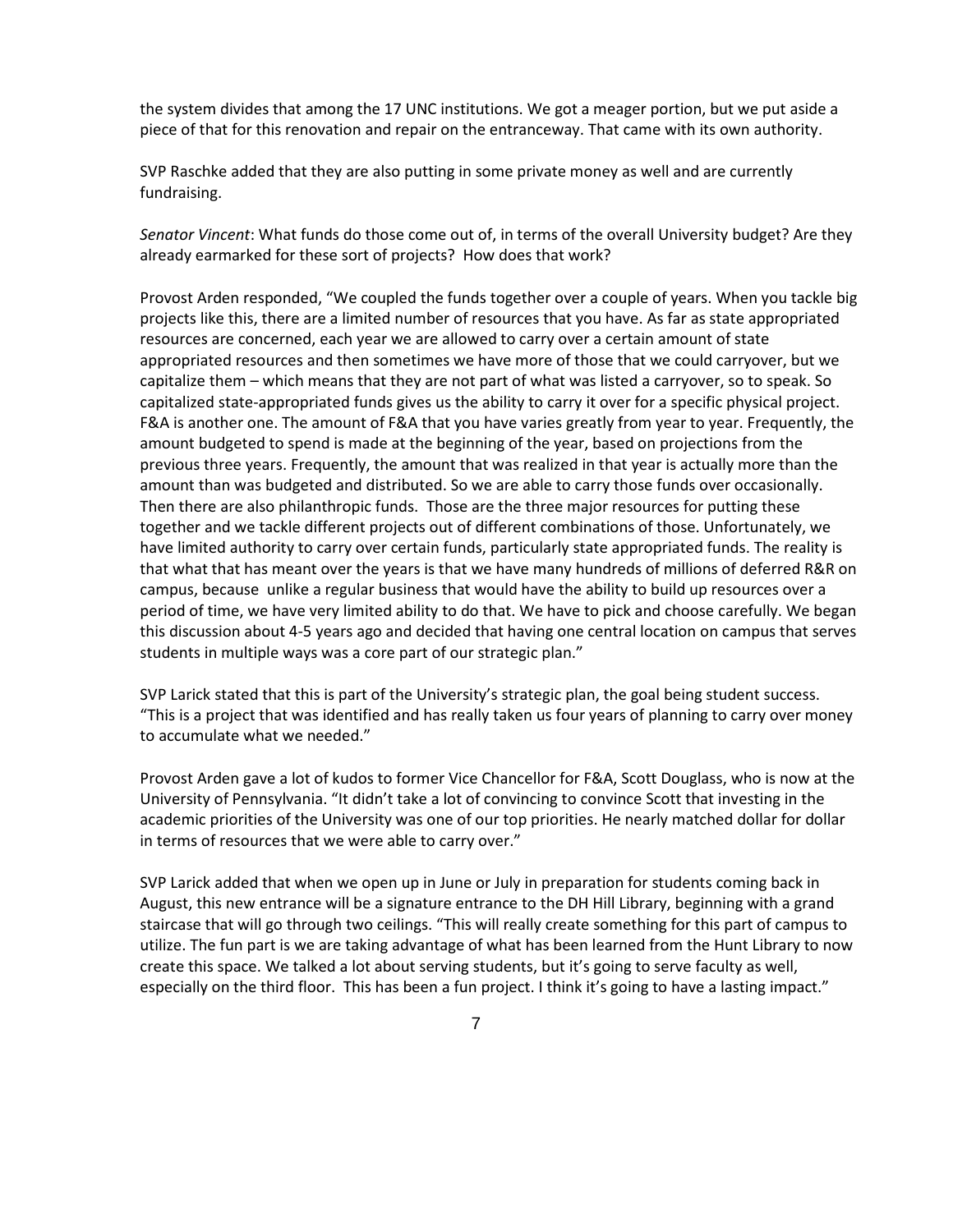the system divides that among the 17 UNC institutions. We got a meager portion, but we put aside a piece of that for this renovation and repair on the entranceway. That came with its own authority.

SVP Raschke added that they are also putting in some private money as well and are currently fundraising.

*Senator Vincent*: What funds do those come out of, in terms of the overall University budget? Are they already earmarked for these sort of projects? How does that work?

Provost Arden responded, "We coupled the funds together over a couple of years. When you tackle big projects like this, there are a limited number of resources that you have. As far as state appropriated resources are concerned, each year we are allowed to carry over a certain amount of state appropriated resources and then sometimes we have more of those that we could carryover, but we capitalize them – which means that they are not part of what was listed a carryover, so to speak. So capitalized state-appropriated funds gives us the ability to carry it over for a specific physical project. F&A is another one. The amount of F&A that you have varies greatly from year to year. Frequently, the amount budgeted to spend is made at the beginning of the year, based on projections from the previous three years. Frequently, the amount that was realized in that year is actually more than the amount than was budgeted and distributed. So we are able to carry those funds over occasionally. Then there are also philanthropic funds. Those are the three major resources for putting these together and we tackle different projects out of different combinations of those. Unfortunately, we have limited authority to carry over certain funds, particularly state appropriated funds. The reality is that what that has meant over the years is that we have many hundreds of millions of deferred R&R on campus, because unlike a regular business that would have the ability to build up resources over a period of time, we have very limited ability to do that. We have to pick and choose carefully. We began this discussion about 4-5 years ago and decided that having one central location on campus that serves students in multiple ways was a core part of our strategic plan."

SVP Larick stated that this is part of the University's strategic plan, the goal being student success. "This is a project that was identified and has really taken us four years of planning to carry over money to accumulate what we needed."

Provost Arden gave a lot of kudos to former Vice Chancellor for F&A, Scott Douglass, who is now at the University of Pennsylvania. "It didn't take a lot of convincing to convince Scott that investing in the academic priorities of the University was one of our top priorities. He nearly matched dollar for dollar in terms of resources that we were able to carry over."

SVP Larick added that when we open up in June or July in preparation for students coming back in August, this new entrance will be a signature entrance to the DH Hill Library, beginning with a grand staircase that will go through two ceilings. "This will really create something for this part of campus to utilize. The fun part is we are taking advantage of what has been learned from the Hunt Library to now create this space. We talked a lot about serving students, but it's going to serve faculty as well, especially on the third floor. This has been a fun project. I think it's going to have a lasting impact."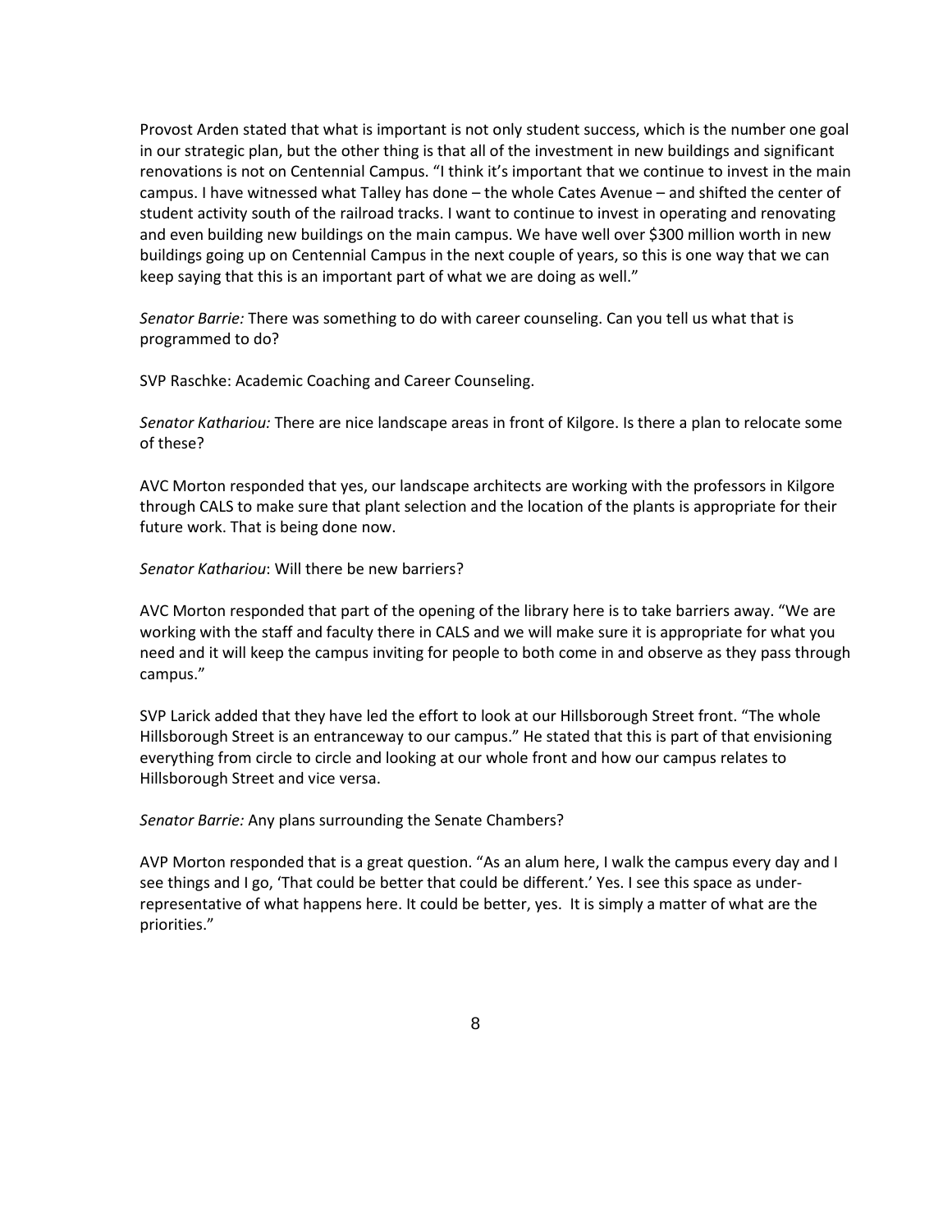Provost Arden stated that what is important is not only student success, which is the number one goal in our strategic plan, but the other thing is that all of the investment in new buildings and significant renovations is not on Centennial Campus. "I think it's important that we continue to invest in the main campus. I have witnessed what Talley has done – the whole Cates Avenue – and shifted the center of student activity south of the railroad tracks. I want to continue to invest in operating and renovating and even building new buildings on the main campus. We have well over $300 million worth in new buildings going up on Centennial Campus in the next couple of years, so this is one way that we can keep saying that this is an important part of what we are doing as well."

*Senator Barrie:* There was something to do with career counseling. Can you tell us what that is programmed to do?

SVP Raschke: Academic Coaching and Career Counseling.

*Senator Kathariou:* There are nice landscape areas in front of Kilgore. Is there a plan to relocate some of these?

AVC Morton responded that yes, our landscape architects are working with the professors in Kilgore through CALS to make sure that plant selection and the location of the plants is appropriate for their future work. That is being done now.

*Senator Kathariou*: Will there be new barriers?

AVC Morton responded that part of the opening of the library here is to take barriers away. "We are working with the staff and faculty there in CALS and we will make sure it is appropriate for what you need and it will keep the campus inviting for people to both come in and observe as they pass through campus."

SVP Larick added that they have led the effort to look at our Hillsborough Street front. "The whole Hillsborough Street is an entranceway to our campus." He stated that this is part of that envisioning everything from circle to circle and looking at our whole front and how our campus relates to Hillsborough Street and vice versa.

*Senator Barrie:* Any plans surrounding the Senate Chambers?

AVP Morton responded that is a great question. "As an alum here, I walk the campus every day and I see things and I go, 'That could be better that could be different.' Yes. I see this space as under-representative of what happens here. It could be better, yes. It is simply a matter of what are the priorities."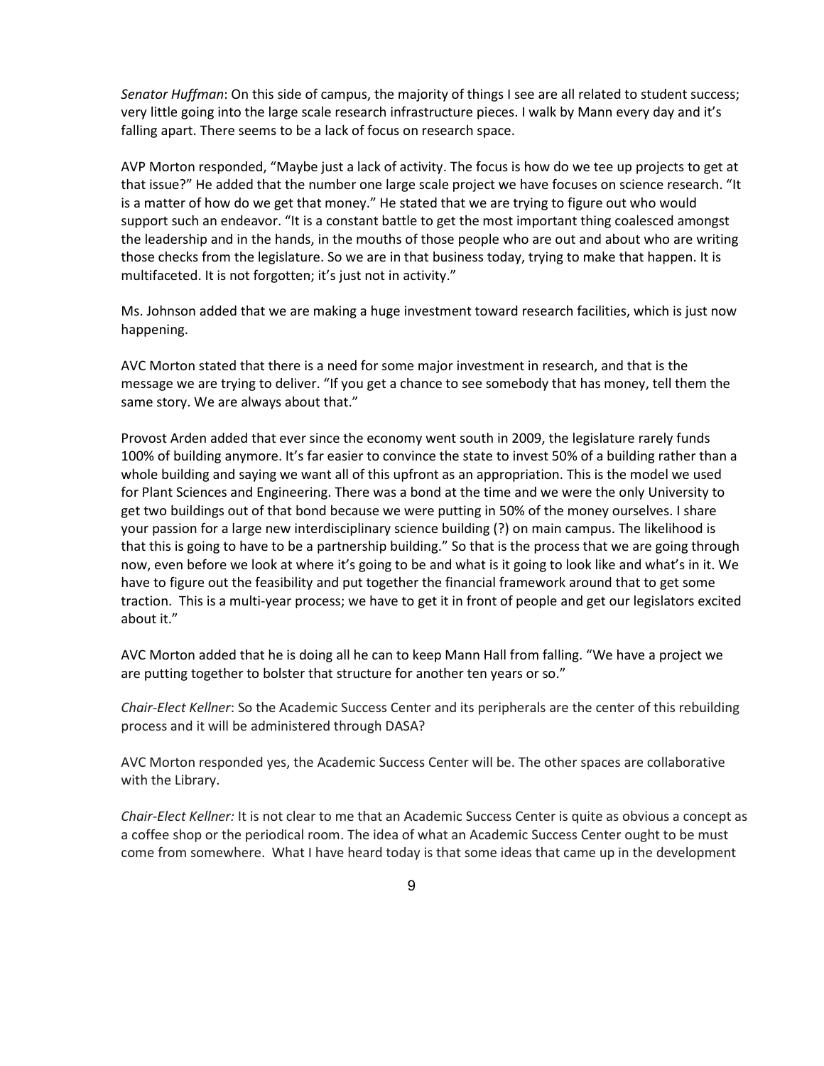*Senator Huffman*: On this side of campus, the majority of things I see are all related to student success; very little going into the large scale research infrastructure pieces. I walk by Mann every day and it's falling apart. There seems to be a lack of focus on research space.

AVP Morton responded, "Maybe just a lack of activity. The focus is how do we tee up projects to get at that issue?" He added that the number one large scale project we have focuses on science research. "It is a matter of how do we get that money." He stated that we are trying to figure out who would support such an endeavor. "It is a constant battle to get the most important thing coalesced amongst the leadership and in the hands, in the mouths of those people who are out and about who are writing those checks from the legislature. So we are in that business today, trying to make that happen. It is multifaceted. It is not forgotten; it's just not in activity."

Ms. Johnson added that we are making a huge investment toward research facilities, which is just now happening.

AVC Morton stated that there is a need for some major investment in research, and that is the message we are trying to deliver. "If you get a chance to see somebody that has money, tell them the same story. We are always about that."

Provost Arden added that ever since the economy went south in 2009, the legislature rarely funds 100% of building anymore. It's far easier to convince the state to invest 50% of a building rather than a whole building and saying we want all of this upfront as an appropriation. This is the model we used for Plant Sciences and Engineering. There was a bond at the time and we were the only University to get two buildings out of that bond because we were putting in 50% of the money ourselves. I share your passion for a large new interdisciplinary science building (?) on main campus. The likelihood is that this is going to have to be a partnership building." So that is the process that we are going through now, even before we look at where it's going to be and what is it going to look like and what's in it. We have to figure out the feasibility and put together the financial framework around that to get some traction. This is a multi-year process; we have to get it in front of people and get our legislators excited about it."

AVC Morton added that he is doing all he can to keep Mann Hall from falling. "We have a project we are putting together to bolster that structure for another ten years or so."

*Chair-Elect Kellner*: So the Academic Success Center and its peripherals are the center of this rebuilding process and it will be administered through DASA?

AVC Morton responded yes, the Academic Success Center will be. The other spaces are collaborative with the Library.

*Chair-Elect Kellner:* It is not clear to me that an Academic Success Center is quite as obvious a concept as a coffee shop or the periodical room. The idea of what an Academic Success Center ought to be must come from somewhere. What I have heard today is that some ideas that came up in the development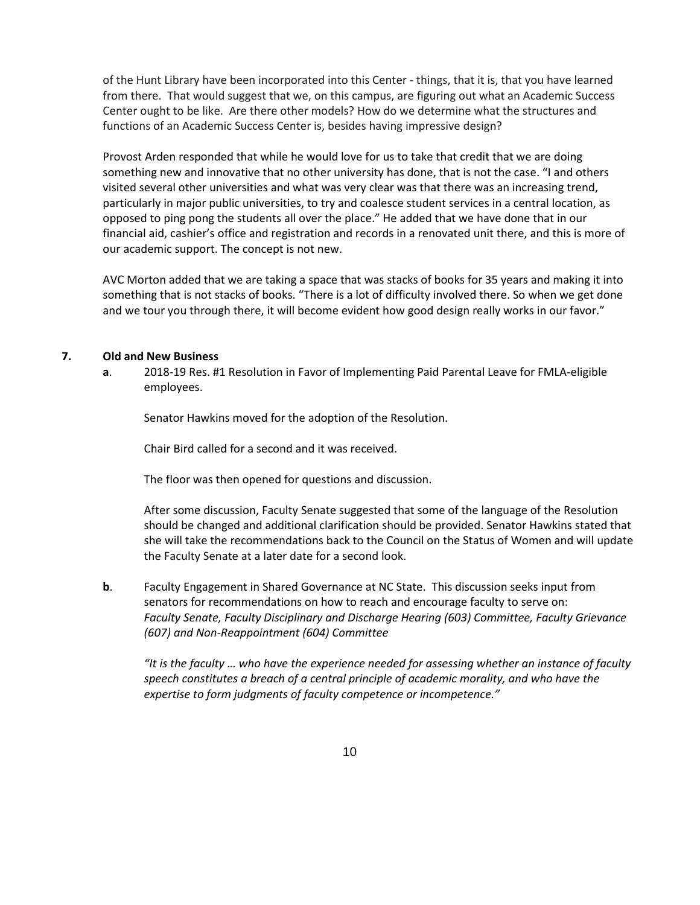of the Hunt Library have been incorporated into this Center - things, that it is, that you have learned from there. That would suggest that we, on this campus, are figuring out what an Academic Success Center ought to be like. Are there other models? How do we determine what the structures and functions of an Academic Success Center is, besides having impressive design?

Provost Arden responded that while he would love for us to take that credit that we are doing something new and innovative that no other university has done, that is not the case. "I and others visited several other universities and what was very clear was that there was an increasing trend, particularly in major public universities, to try and coalesce student services in a central location, as opposed to ping pong the students all over the place." He added that we have done that in our financial aid, cashier's office and registration and records in a renovated unit there, and this is more of our academic support. The concept is not new.

AVC Morton added that we are taking a space that was stacks of books for 35 years and making it into something that is not stacks of books. "There is a lot of difficulty involved there. So when we get done and we tour you through there, it will become evident how good design really works in our favor."

## 7. Old and New Business

**a**. 2018-19 Res. #1 Resolution in Favor of Implementing Paid Parental Leave for FMLA-eligible employees.

Senator Hawkins moved for the adoption of the Resolution.

Chair Bird called for a second and it was received.

The floor was then opened for questions and discussion.

After some discussion, Faculty Senate suggested that some of the language of the Resolution should be changed and additional clarification should be provided. Senator Hawkins stated that she will take the recommendations back to the Council on the Status of Women and will update the Faculty Senate at a later date for a second look.

**b**. Faculty Engagement in Shared Governance at NC State. This discussion seeks input from senators for recommendations on how to reach and encourage faculty to serve on: *Faculty Senate, Faculty Disciplinary and Discharge Hearing (603) Committee, Faculty Grievance (607) and Non-Reappointment (604) Committee*

*"It is the faculty … who have the experience needed for assessing whether an instance of faculty speech constitutes a breach of a central principle of academic morality, and who have the expertise to form judgments of faculty competence or incompetence."*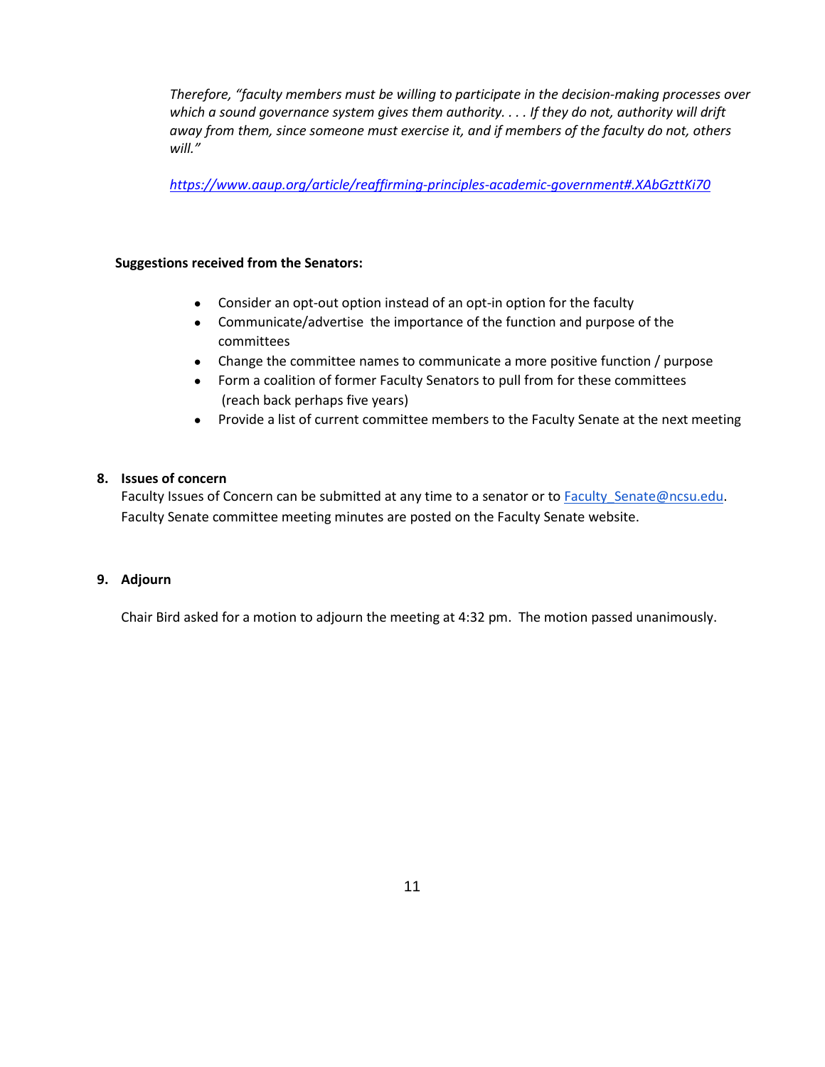*Therefore, "faculty members must be willing to participate in the decision-making processes over which a sound governance system gives them authority. . . . If they do not, authority will drift away from them, since someone must exercise it, and if members of the faculty do not, others will."*

*https://www.aaup.org/article/reaffirming-principles-academic-government#.XAbGzttKi70*

**Suggestions received from the Senators:**

- Consider an opt-out option instead of an opt-in option for the faculty
- Communicate/advertise the importance of the function and purpose of the committees
- Change the committee names to communicate a more positive function / purpose
- Form a coalition of former Faculty Senators to pull from for these committees (reach back perhaps five years)
- Provide a list of current committee members to the Faculty Senate at the next meeting

**8. Issues of concern**

Faculty Issues of Concern can be submitted at any time to a senator or to Faculty_Senate@ncsu.edu. Faculty Senate committee meeting minutes are posted on the Faculty Senate website.

**9. Adjourn**

Chair Bird asked for a motion to adjourn the meeting at 4:32 pm. The motion passed unanimously.